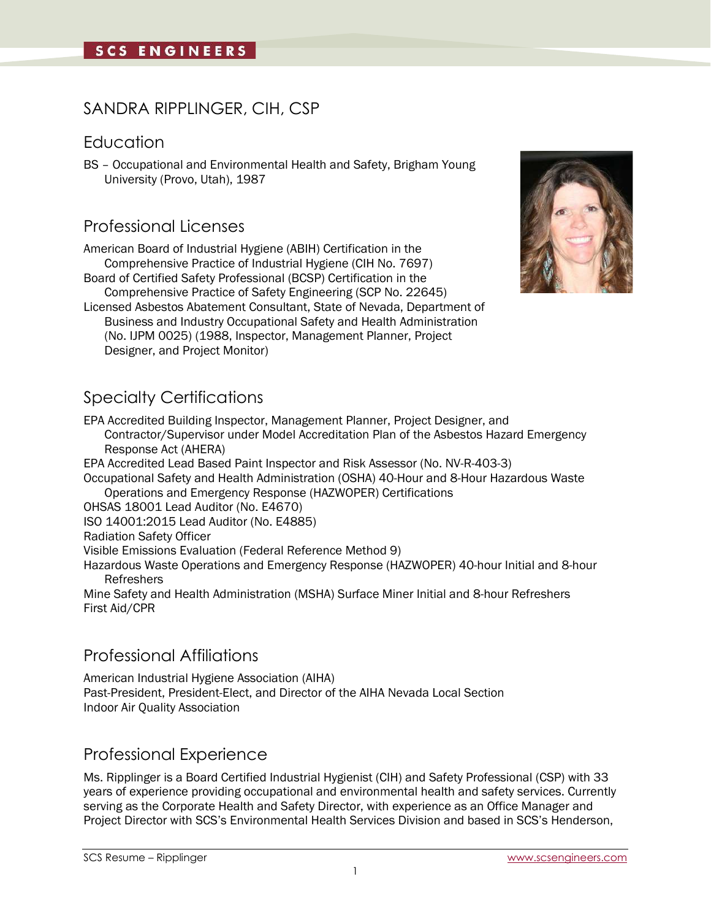# SANDRA RIPPLINGER, CIH, CSP

## Education

BS – Occupational and Environmental Health and Safety, Brigham Young University (Provo, Utah), 1987

## Professional Licenses

American Board of Industrial Hygiene (ABIH) Certification in the Comprehensive Practice of Industrial Hygiene (CIH No. 7697)
Board of Certified Safety Professional (BCSP) Certification in the Comprehensive Practice of Safety Engineering (SCP No. 22645)
Licensed Asbestos Abatement Consultant, State of Nevada, Department of Business and Industry Occupational Safety and Health Administration (No. IJPM 0025) (1988, Inspector, Management Planner, Project Designer, and Project Monitor)

## Specialty Certifications

EPA Accredited Building Inspector, Management Planner, Project Designer, and Contractor/Supervisor under Model Accreditation Plan of the Asbestos Hazard Emergency Response Act (AHERA)
EPA Accredited Lead Based Paint Inspector and Risk Assessor (No. NV-R-403-3)
Occupational Safety and Health Administration (OSHA) 40-Hour and 8-Hour Hazardous Waste Operations and Emergency Response (HAZWOPER) Certifications
OHSAS 18001 Lead Auditor (No. E4670)
ISO 14001:2015 Lead Auditor (No. E4885)
Radiation Safety Officer
Visible Emissions Evaluation (Federal Reference Method 9)
Hazardous Waste Operations and Emergency Response (HAZWOPER) 40-hour Initial and 8-hour Refreshers
Mine Safety and Health Administration (MSHA) Surface Miner Initial and 8-hour Refreshers
First Aid/CPR

## Professional Affiliations

American Industrial Hygiene Association (AIHA)
Past-President, President-Elect, and Director of the AIHA Nevada Local Section
Indoor Air Quality Association

## Professional Experience

Ms. Ripplinger is a Board Certified Industrial Hygienist (CIH) and Safety Professional (CSP) with 33 years of experience providing occupational and environmental health and safety services. Currently serving as the Corporate Health and Safety Director, with experience as an Office Manager and Project Director with SCS's Environmental Health Services Division and based in SCS's Henderson,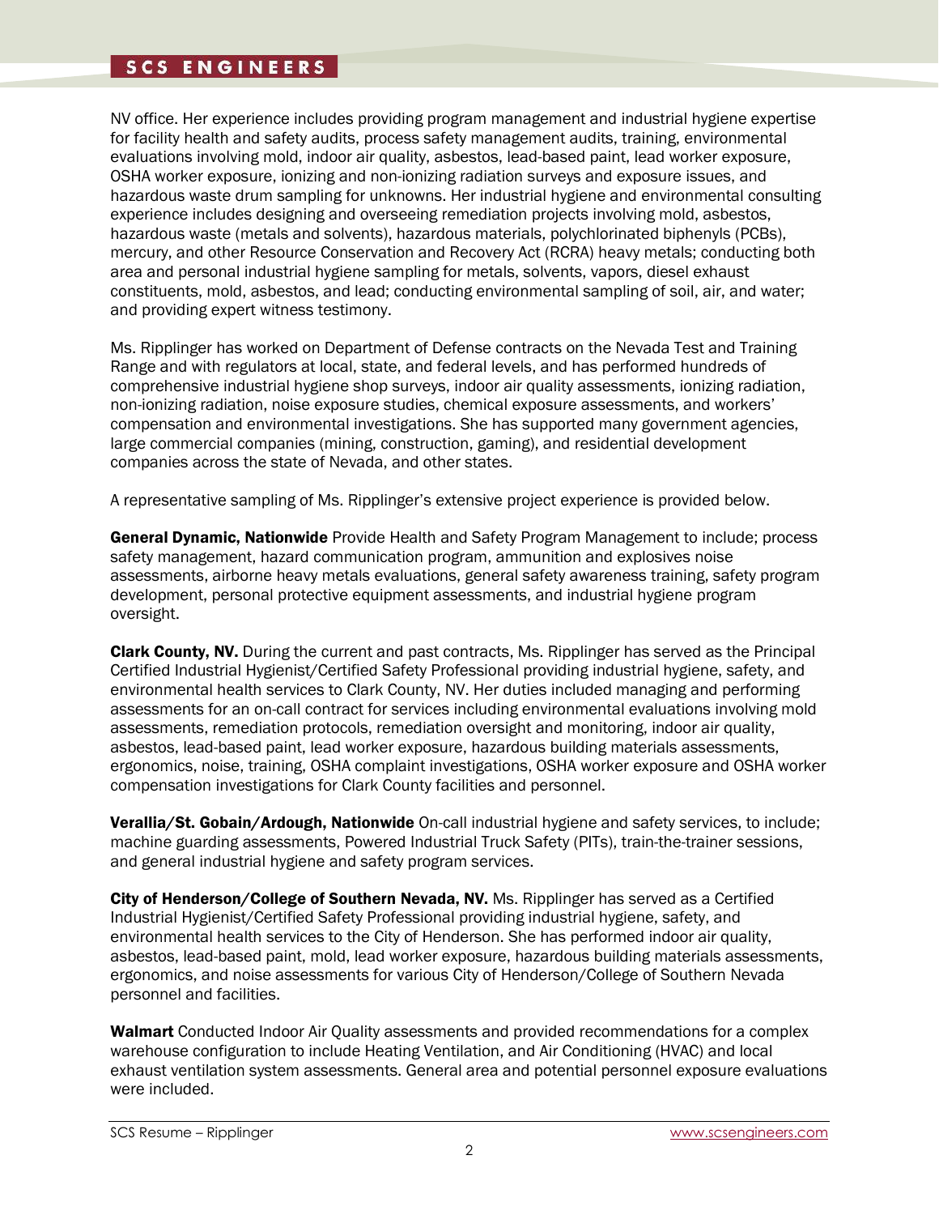NV office. Her experience includes providing program management and industrial hygiene expertise for facility health and safety audits, process safety management audits, training, environmental evaluations involving mold, indoor air quality, asbestos, lead-based paint, lead worker exposure, OSHA worker exposure, ionizing and non-ionizing radiation surveys and exposure issues, and hazardous waste drum sampling for unknowns. Her industrial hygiene and environmental consulting experience includes designing and overseeing remediation projects involving mold, asbestos, hazardous waste (metals and solvents), hazardous materials, polychlorinated biphenyls (PCBs), mercury, and other Resource Conservation and Recovery Act (RCRA) heavy metals; conducting both area and personal industrial hygiene sampling for metals, solvents, vapors, diesel exhaust constituents, mold, asbestos, and lead; conducting environmental sampling of soil, air, and water; and providing expert witness testimony.

Ms. Ripplinger has worked on Department of Defense contracts on the Nevada Test and Training Range and with regulators at local, state, and federal levels, and has performed hundreds of comprehensive industrial hygiene shop surveys, indoor air quality assessments, ionizing radiation, non-ionizing radiation, noise exposure studies, chemical exposure assessments, and workers' compensation and environmental investigations. She has supported many government agencies, large commercial companies (mining, construction, gaming), and residential development companies across the state of Nevada, and other states.

A representative sampling of Ms. Ripplinger's extensive project experience is provided below.

**General Dynamic, Nationwide** Provide Health and Safety Program Management to include; process safety management, hazard communication program, ammunition and explosives noise assessments, airborne heavy metals evaluations, general safety awareness training, safety program development, personal protective equipment assessments, and industrial hygiene program oversight.

**Clark County, NV.** During the current and past contracts, Ms. Ripplinger has served as the Principal Certified Industrial Hygienist/Certified Safety Professional providing industrial hygiene, safety, and environmental health services to Clark County, NV. Her duties included managing and performing assessments for an on-call contract for services including environmental evaluations involving mold assessments, remediation protocols, remediation oversight and monitoring, indoor air quality, asbestos, lead-based paint, lead worker exposure, hazardous building materials assessments, ergonomics, noise, training, OSHA complaint investigations, OSHA worker exposure and OSHA worker compensation investigations for Clark County facilities and personnel.

**Verallia/St. Gobain/Ardough, Nationwide** On-call industrial hygiene and safety services, to include; machine guarding assessments, Powered Industrial Truck Safety (PITs), train-the-trainer sessions, and general industrial hygiene and safety program services.

**City of Henderson/College of Southern Nevada, NV.** Ms. Ripplinger has served as a Certified Industrial Hygienist/Certified Safety Professional providing industrial hygiene, safety, and environmental health services to the City of Henderson. She has performed indoor air quality, asbestos, lead-based paint, mold, lead worker exposure, hazardous building materials assessments, ergonomics, and noise assessments for various City of Henderson/College of Southern Nevada personnel and facilities.

**Walmart** Conducted Indoor Air Quality assessments and provided recommendations for a complex warehouse configuration to include Heating Ventilation, and Air Conditioning (HVAC) and local exhaust ventilation system assessments. General area and potential personnel exposure evaluations were included.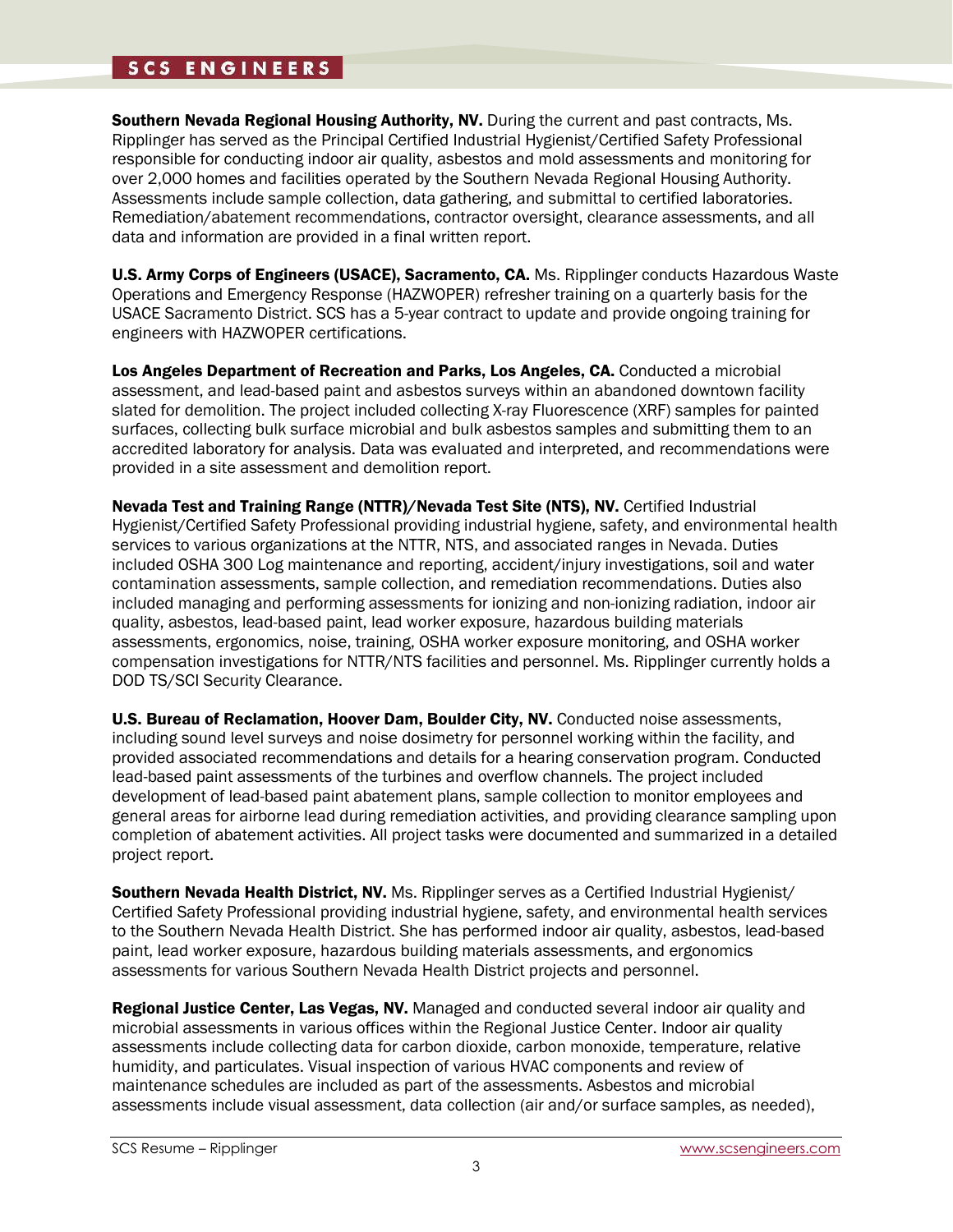**Southern Nevada Regional Housing Authority, NV.** During the current and past contracts, Ms. Ripplinger has served as the Principal Certified Industrial Hygienist/Certified Safety Professional responsible for conducting indoor air quality, asbestos and mold assessments and monitoring for over 2,000 homes and facilities operated by the Southern Nevada Regional Housing Authority. Assessments include sample collection, data gathering, and submittal to certified laboratories. Remediation/abatement recommendations, contractor oversight, clearance assessments, and all data and information are provided in a final written report.

**U.S. Army Corps of Engineers (USACE), Sacramento, CA.** Ms. Ripplinger conducts Hazardous Waste Operations and Emergency Response (HAZWOPER) refresher training on a quarterly basis for the USACE Sacramento District. SCS has a 5-year contract to update and provide ongoing training for engineers with HAZWOPER certifications.

**Los Angeles Department of Recreation and Parks, Los Angeles, CA.** Conducted a microbial assessment, and lead-based paint and asbestos surveys within an abandoned downtown facility slated for demolition. The project included collecting X-ray Fluorescence (XRF) samples for painted surfaces, collecting bulk surface microbial and bulk asbestos samples and submitting them to an accredited laboratory for analysis. Data was evaluated and interpreted, and recommendations were provided in a site assessment and demolition report.

**Nevada Test and Training Range (NTTR)/Nevada Test Site (NTS), NV.** Certified Industrial Hygienist/Certified Safety Professional providing industrial hygiene, safety, and environmental health services to various organizations at the NTTR, NTS, and associated ranges in Nevada. Duties included OSHA 300 Log maintenance and reporting, accident/injury investigations, soil and water contamination assessments, sample collection, and remediation recommendations. Duties also included managing and performing assessments for ionizing and non-ionizing radiation, indoor air quality, asbestos, lead-based paint, lead worker exposure, hazardous building materials assessments, ergonomics, noise, training, OSHA worker exposure monitoring, and OSHA worker compensation investigations for NTTR/NTS facilities and personnel. Ms. Ripplinger currently holds a DOD TS/SCI Security Clearance.

**U.S. Bureau of Reclamation, Hoover Dam, Boulder City, NV.** Conducted noise assessments, including sound level surveys and noise dosimetry for personnel working within the facility, and provided associated recommendations and details for a hearing conservation program. Conducted lead-based paint assessments of the turbines and overflow channels. The project included development of lead-based paint abatement plans, sample collection to monitor employees and general areas for airborne lead during remediation activities, and providing clearance sampling upon completion of abatement activities. All project tasks were documented and summarized in a detailed project report.

**Southern Nevada Health District, NV.** Ms. Ripplinger serves as a Certified Industrial Hygienist/ Certified Safety Professional providing industrial hygiene, safety, and environmental health services to the Southern Nevada Health District. She has performed indoor air quality, asbestos, lead-based paint, lead worker exposure, hazardous building materials assessments, and ergonomics assessments for various Southern Nevada Health District projects and personnel.

**Regional Justice Center, Las Vegas, NV.** Managed and conducted several indoor air quality and microbial assessments in various offices within the Regional Justice Center. Indoor air quality assessments include collecting data for carbon dioxide, carbon monoxide, temperature, relative humidity, and particulates. Visual inspection of various HVAC components and review of maintenance schedules are included as part of the assessments. Asbestos and microbial assessments include visual assessment, data collection (air and/or surface samples, as needed),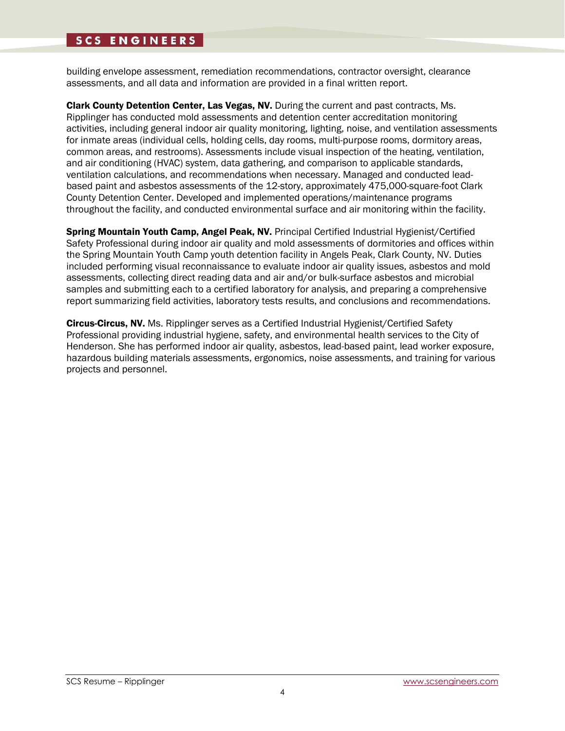building envelope assessment, remediation recommendations, contractor oversight, clearance assessments, and all data and information are provided in a final written report.

**Clark County Detention Center, Las Vegas, NV.** During the current and past contracts, Ms. Ripplinger has conducted mold assessments and detention center accreditation monitoring activities, including general indoor air quality monitoring, lighting, noise, and ventilation assessments for inmate areas (individual cells, holding cells, day rooms, multi-purpose rooms, dormitory areas, common areas, and restrooms). Assessments include visual inspection of the heating, ventilation, and air conditioning (HVAC) system, data gathering, and comparison to applicable standards, ventilation calculations, and recommendations when necessary. Managed and conducted lead-based paint and asbestos assessments of the 12-story, approximately 475,000-square-foot Clark County Detention Center. Developed and implemented operations/maintenance programs throughout the facility, and conducted environmental surface and air monitoring within the facility.

**Spring Mountain Youth Camp, Angel Peak, NV.** Principal Certified Industrial Hygienist/Certified Safety Professional during indoor air quality and mold assessments of dormitories and offices within the Spring Mountain Youth Camp youth detention facility in Angels Peak, Clark County, NV. Duties included performing visual reconnaissance to evaluate indoor air quality issues, asbestos and mold assessments, collecting direct reading data and air and/or bulk-surface asbestos and microbial samples and submitting each to a certified laboratory for analysis, and preparing a comprehensive report summarizing field activities, laboratory tests results, and conclusions and recommendations.

**Circus-Circus, NV.** Ms. Ripplinger serves as a Certified Industrial Hygienist/Certified Safety Professional providing industrial hygiene, safety, and environmental health services to the City of Henderson. She has performed indoor air quality, asbestos, lead-based paint, lead worker exposure, hazardous building materials assessments, ergonomics, noise assessments, and training for various projects and personnel.